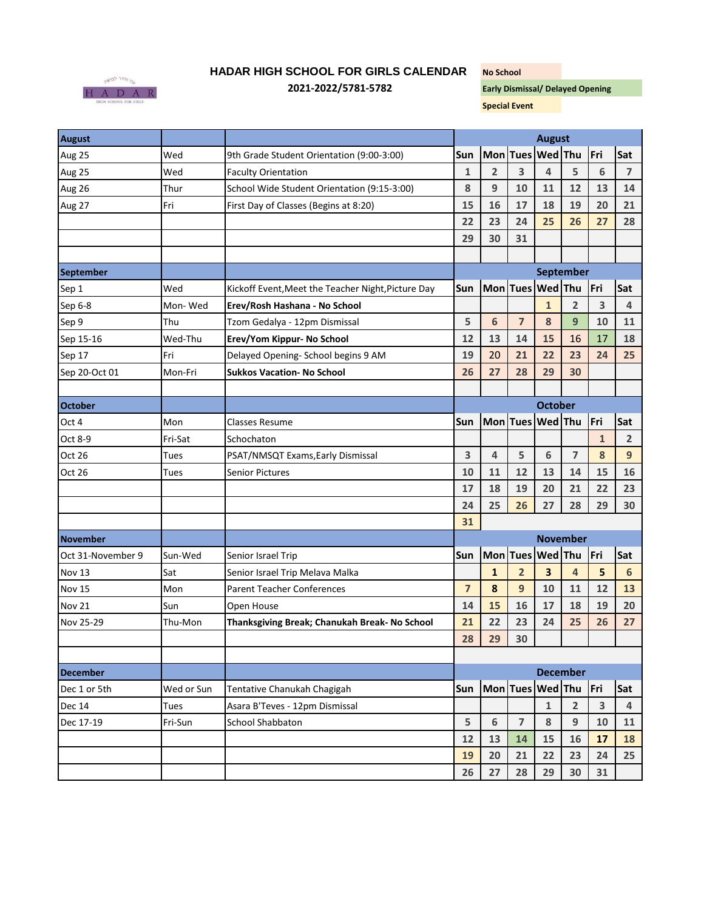# HADAR HIGH SCHOOL FOR GIRLS CALENDAR

**2021-2022/5781-5782**

| Legend |
|---|
| No School |
| Early Dismissal/ Delayed Opening |
| Special Event |

## August

| Date | Day | Event |
|---|---|---|
| Aug 25 | Wed | 9th Grade Student Orientation (9:00-3:00) |
| Aug 25 | Wed | Faculty Orientation |
| Aug 26 | Thur | School Wide Student Orientation (9:15-3:00) |
| Aug 27 | Fri | First Day of Classes (Begins at 8:20) |

| Sun | Mon | Tues | Wed | Thu | Fri | Sat |
|---|---|---|---|---|---|---|
| 1 | 2 | 3 | 4 | 5 | 6 | 7 |
| 8 | 9 | 10 | 11 | 12 | 13 | 14 |
| 15 | 16 | 17 | 18 | 19 | 20 | 21 |
| 22 | 23 | 24 | 25 | 26 | 27 | 28 |
| 29 | 30 | 31 | | | | |

## September

| Date | Day | Event |
|---|---|---|
| Sep 1 | Wed | Kickoff Event,Meet the Teacher Night,Picture Day |
| Sep 6-8 | Mon- Wed | **Erev/Rosh Hashana - No School** |
| Sep 9 | Thu | Tzom Gedalya - 12pm Dismissal |
| Sep 15-16 | Wed-Thu | **Erev/Yom Kippur- No School** |
| Sep 17 | Fri | Delayed Opening- School begins 9 AM |
| Sep 20-Oct 01 | Mon-Fri | **Sukkos Vacation- No School** |

| Sun | Mon | Tues | Wed | Thu | Fri | Sat |
|---|---|---|---|---|---|---|
| | | | 1 | 2 | 3 | 4 |
| 5 | 6 | 7 | 8 | 9 | 10 | 11 |
| 12 | 13 | 14 | 15 | 16 | 17 | 18 |
| 19 | 20 | 21 | 22 | 23 | 24 | 25 |
| 26 | 27 | 28 | 29 | 30 | | |

## October

| Date | Day | Event |
|---|---|---|
| Oct 4 | Mon | Classes Resume |
| Oct 8-9 | Fri-Sat | Schochaton |
| Oct 26 | Tues | PSAT/NMSQT Exams,Early Dismissal |
| Oct 26 | Tues | Senior Pictures |

| Sun | Mon | Tues | Wed | Thu | Fri | Sat |
|---|---|---|---|---|---|---|
| | | | | | 1 | 2 |
| 3 | 4 | 5 | 6 | 7 | 8 | 9 |
| 10 | 11 | 12 | 13 | 14 | 15 | 16 |
| 17 | 18 | 19 | 20 | 21 | 22 | 23 |
| 24 | 25 | 26 | 27 | 28 | 29 | 30 |
| 31 | | | | | | |

## November

| Date | Day | Event |
|---|---|---|
| Oct 31-November 9 | Sun-Wed | Senior Israel Trip |
| Nov 13 | Sat | Senior Israel Trip Melava Malka |
| Nov 15 | Mon | Parent Teacher Conferences |
| Nov 21 | Sun | Open House |
| Nov 25-29 | Thu-Mon | **Thanksgiving Break; Chanukah Break- No School** |

| Sun | Mon | Tues | Wed | Thu | Fri | Sat |
|---|---|---|---|---|---|---|
| | 1 | 2 | 3 | 4 | 5 | 6 |
| 7 | 8 | 9 | 10 | 11 | 12 | 13 |
| 14 | 15 | 16 | 17 | 18 | 19 | 20 |
| 21 | 22 | 23 | 24 | 25 | 26 | 27 |
| 28 | 29 | 30 | | | | |

## December

| Date | Day | Event |
|---|---|---|
| Dec 1 or 5th | Wed or Sun | Tentative Chanukah Chagigah |
| Dec 14 | Tues | Asara B'Teves - 12pm Dismissal |
| Dec 17-19 | Fri-Sun | School Shabbaton |

| Sun | Mon | Tues | Wed | Thu | Fri | Sat |
|---|---|---|---|---|---|---|
| | | | 1 | 2 | 3 | 4 |
| 5 | 6 | 7 | 8 | 9 | 10 | 11 |
| 12 | 13 | 14 | 15 | 16 | 17 | 18 |
| 19 | 20 | 21 | 22 | 23 | 24 | 25 |
| 26 | 27 | 28 | 29 | 30 | 31 | |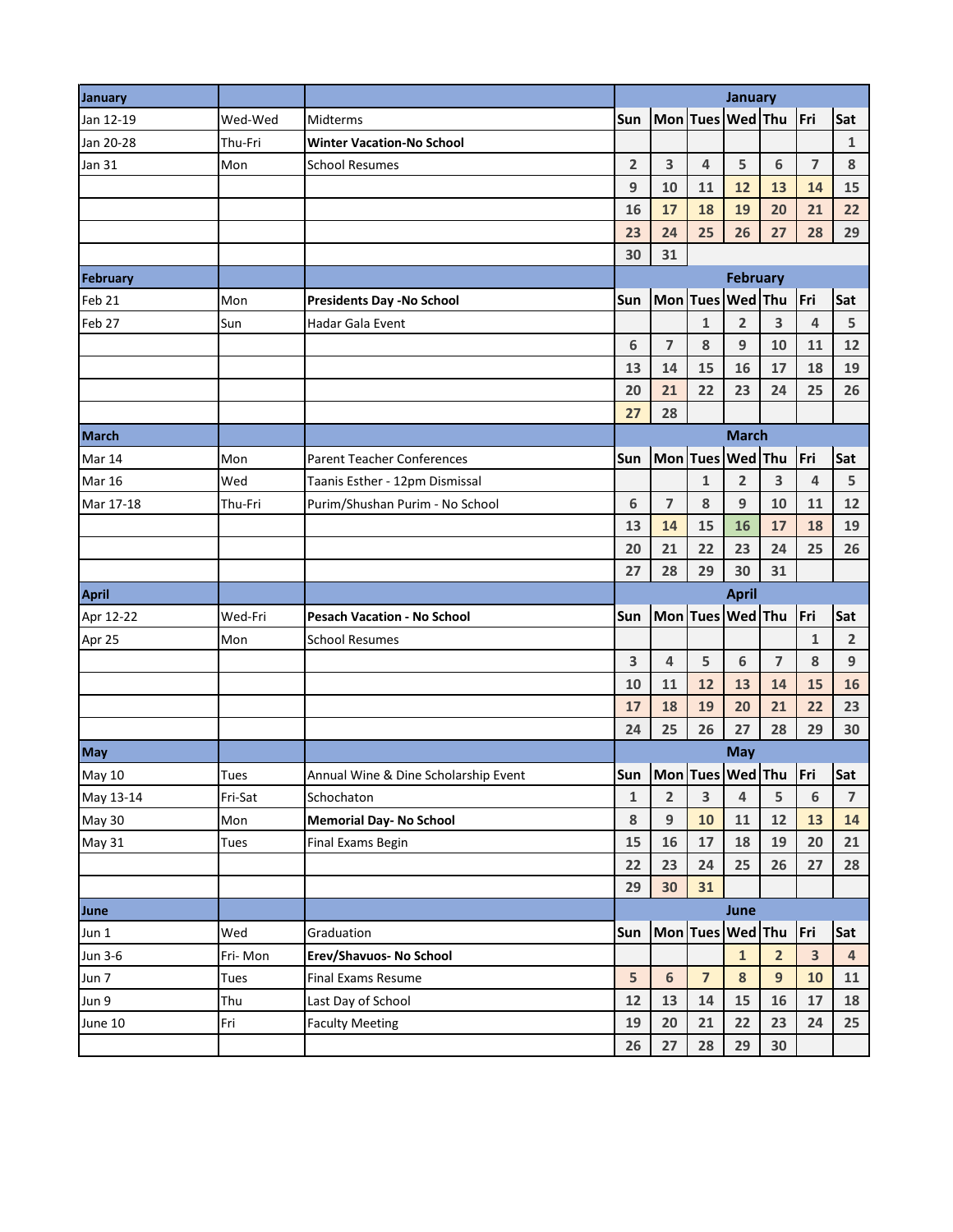| January | | | January | | | | | | |
|---|---|---|---|---|---|---|---|---|---|
| Jan 12-19 | Wed-Wed | Midterms | Sun | Mon | Tues | Wed | Thu | Fri | Sat |
| Jan 20-28 | Thu-Fri | **Winter Vacation-No School** | | | | | | | 1 |
| Jan 31 | Mon | School Resumes | 2 | 3 | 4 | 5 | 6 | 7 | 8 |
| | | | 9 | 10 | 11 | 12 | 13 | 14 | 15 |
| | | | 16 | 17 | 18 | 19 | 20 | 21 | 22 |
| | | | 23 | 24 | 25 | 26 | 27 | 28 | 29 |
| | | | 30 | 31 | | | | | |
| **February** | | | **February** | | | | | | |
| Feb 21 | Mon | **Presidents Day -No School** | Sun | Mon | Tues | Wed | Thu | Fri | Sat |
| Feb 27 | Sun | Hadar Gala Event | | | 1 | 2 | 3 | 4 | 5 |
| | | | 6 | 7 | 8 | 9 | 10 | 11 | 12 |
| | | | 13 | 14 | 15 | 16 | 17 | 18 | 19 |
| | | | 20 | 21 | 22 | 23 | 24 | 25 | 26 |
| | | | 27 | 28 | | | | | |
| **March** | | | **March** | | | | | | |
| Mar 14 | Mon | Parent Teacher Conferences | Sun | Mon | Tues | Wed | Thu | Fri | Sat |
| Mar 16 | Wed | Taanis Esther - 12pm Dismissal | | | 1 | 2 | 3 | 4 | 5 |
| Mar 17-18 | Thu-Fri | Purim/Shushan Purim - No School | 6 | 7 | 8 | 9 | 10 | 11 | 12 |
| | | | 13 | 14 | 15 | 16 | 17 | 18 | 19 |
| | | | 20 | 21 | 22 | 23 | 24 | 25 | 26 |
| | | | 27 | 28 | 29 | 30 | 31 | | |
| **April** | | | **April** | | | | | | |
| Apr 12-22 | Wed-Fri | **Pesach Vacation - No School** | Sun | Mon | Tues | Wed | Thu | Fri | Sat |
| Apr 25 | Mon | School Resumes | | | | | | 1 | 2 |
| | | | 3 | 4 | 5 | 6 | 7 | 8 | 9 |
| | | | 10 | 11 | 12 | 13 | 14 | 15 | 16 |
| | | | 17 | 18 | 19 | 20 | 21 | 22 | 23 |
| | | | 24 | 25 | 26 | 27 | 28 | 29 | 30 |
| **May** | | | **May** | | | | | | |
| May 10 | Tues | Annual Wine & Dine Scholarship Event | Sun | Mon | Tues | Wed | Thu | Fri | Sat |
| May 13-14 | Fri-Sat | Schochaton | 1 | 2 | 3 | 4 | 5 | 6 | 7 |
| May 30 | Mon | **Memorial Day- No School** | 8 | 9 | 10 | 11 | 12 | 13 | 14 |
| May 31 | Tues | Final Exams Begin | 15 | 16 | 17 | 18 | 19 | 20 | 21 |
| | | | 22 | 23 | 24 | 25 | 26 | 27 | 28 |
| | | | 29 | 30 | 31 | | | | |
| **June** | | | **June** | | | | | | |
| Jun 1 | Wed | Graduation | Sun | Mon | Tues | Wed | Thu | Fri | Sat |
| Jun 3-6 | Fri- Mon | **Erev/Shavuos- No School** | | | | 1 | 2 | 3 | 4 |
| Jun 7 | Tues | Final Exams Resume | 5 | 6 | 7 | 8 | 9 | 10 | 11 |
| Jun 9 | Thu | Last Day of School | 12 | 13 | 14 | 15 | 16 | 17 | 18 |
| June 10 | Fri | Faculty Meeting | 19 | 20 | 21 | 22 | 23 | 24 | 25 |
| | | | 26 | 27 | 28 | 29 | 30 | | |